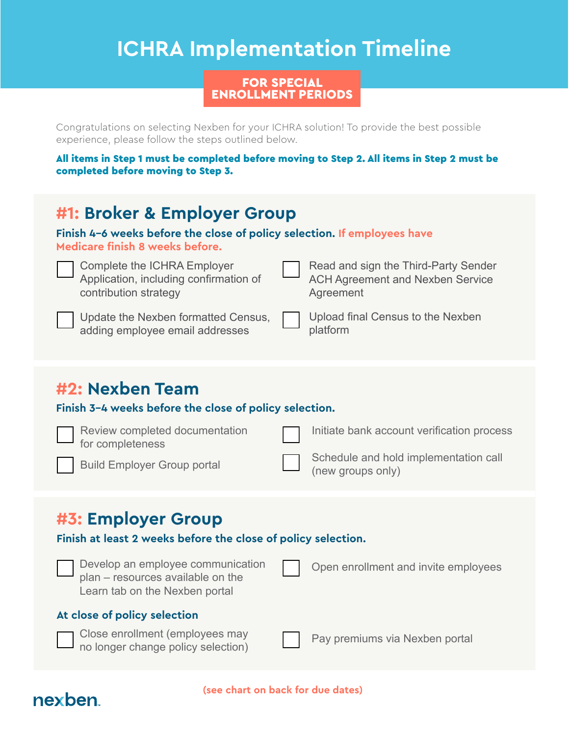# ICHRA Implementation Timeline

**FOR SPECIAL ENROLLMENT PERIODS**

Congratulations on selecting Nexben for your ICHRA solution! To provide the best possible experience, please follow the steps outlined below.

**All items in Step 1 must be completed before moving to Step 2. All items in Step 2 must be completed before moving to Step 3.**

## #1: Broker & Employer Group

**Finish 4–6 weeks before the close of policy selection. If employees have Medicare finish 8 weeks before.**

- [ ] Complete the ICHRA Employer Application, including confirmation of contribution strategy
- [ ] Update the Nexben formatted Census, adding employee email addresses
- [ ] Read and sign the Third-Party Sender ACH Agreement and Nexben Service Agreement
- [ ] Upload final Census to the Nexben platform

## #2: Nexben Team

**Finish 3–4 weeks before the close of policy selection.**

- [ ] Review completed documentation for completeness
- [ ] Build Employer Group portal
- [ ] Initiate bank account verification process
- [ ] Schedule and hold implementation call (new groups only)

## #3: Employer Group

**Finish at least 2 weeks before the close of policy selection.**

- [ ] Develop an employee communication plan – resources available on the Learn tab on the Nexben portal
- [ ] Open enrollment and invite employees

**At close of policy selection**

- [ ] Close enrollment (employees may no longer change policy selection)
- [ ] Pay premiums via Nexben portal

**(see chart on back for due dates)**

nexben.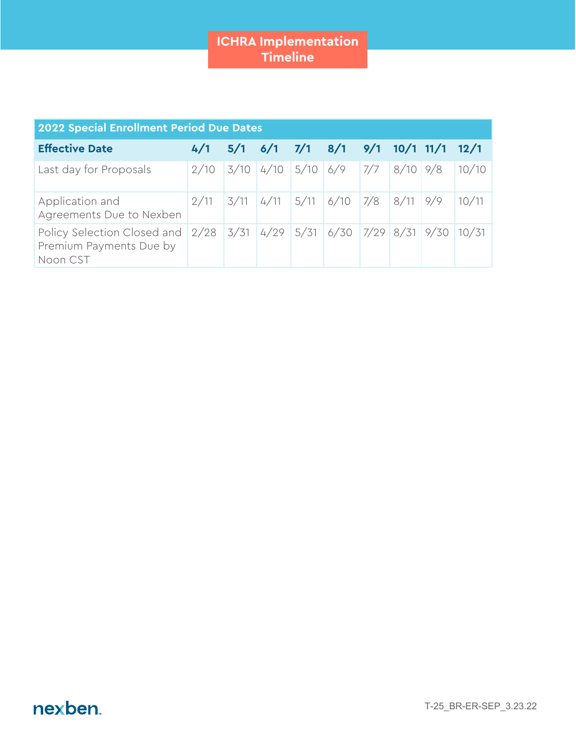# ICHRA Implementation Timeline

| 2022 Special Enrollment Period Due Dates | | | | | | | | | |
|---|---|---|---|---|---|---|---|---|---|
| **Effective Date** | **4/1** | **5/1** | **6/1** | **7/1** | **8/1** | **9/1** | **10/1** | **11/1** | **12/1** |
| Last day for Proposals | 2/10 | 3/10 | 4/10 | 5/10 | 6/9 | 7/7 | 8/10 | 9/8 | 10/10 |
| Application and Agreements Due to Nexben | 2/11 | 3/11 | 4/11 | 5/11 | 6/10 | 7/8 | 8/11 | 9/9 | 10/11 |
| Policy Selection Closed and Premium Payments Due by Noon CST | 2/28 | 3/31 | 4/29 | 5/31 | 6/30 | 7/29 | 8/31 | 9/30 | 10/31 |

nexben

T-25_BR-ER-SEP_3.23.22